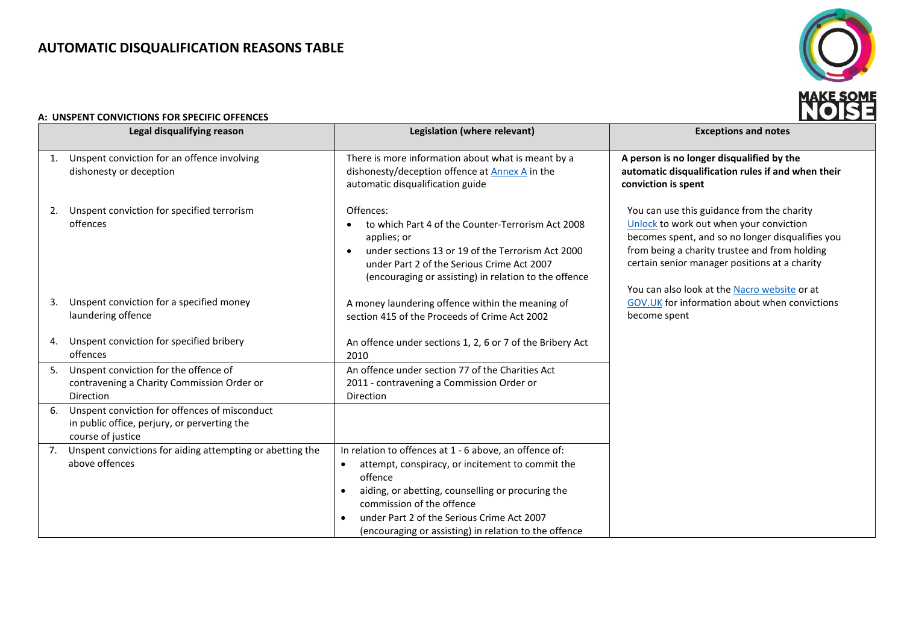# AUTOMATIC DISQUALIFICATION REASONS TABLE

### A: UNSPENT CONVICTIONS FOR SPECIFIC OFFENCES

| Legal disqualifying reason | Legislation (where relevant) | Exceptions and notes |
|---|---|---|
| 1. Unspent conviction for an offence involving dishonesty or deception | There is more information about what is meant by a dishonesty/deception offence at Annex A in the automatic disqualification guide | **A person is no longer disqualified by the automatic disqualification rules if and when their conviction is spent**<br><br>You can use this guidance from the charity Unlock to work out when your conviction becomes spent, and so no longer disqualifies you from being a charity trustee and from holding certain senior manager positions at a charity<br><br>You can also look at the Nacro website or at GOV.UK for information about when convictions become spent |
| 2. Unspent conviction for specified terrorism offences | Offences:<br>• to which Part 4 of the Counter-Terrorism Act 2008 applies; or<br>• under sections 13 or 19 of the Terrorism Act 2000 under Part 2 of the Serious Crime Act 2007 (encouraging or assisting) in relation to the offence | |
| 3. Unspent conviction for a specified money laundering offence | A money laundering offence within the meaning of section 415 of the Proceeds of Crime Act 2002 | |
| 4. Unspent conviction for specified bribery offences | An offence under sections 1, 2, 6 or 7 of the Bribery Act 2010 | |
| 5. Unspent conviction for the offence of contravening a Charity Commission Order or Direction | An offence under section 77 of the Charities Act 2011 - contravening a Commission Order or Direction | |
| 6. Unspent conviction for offences of misconduct in public office, perjury, or perverting the course of justice | | |
| 7. Unspent convictions for aiding attempting or abetting the above offences | In relation to offences at 1 - 6 above, an offence of:<br>• attempt, conspiracy, or incitement to commit the offence<br>• aiding, or abetting, counselling or procuring the commission of the offence<br>• under Part 2 of the Serious Crime Act 2007 (encouraging or assisting) in relation to the offence | |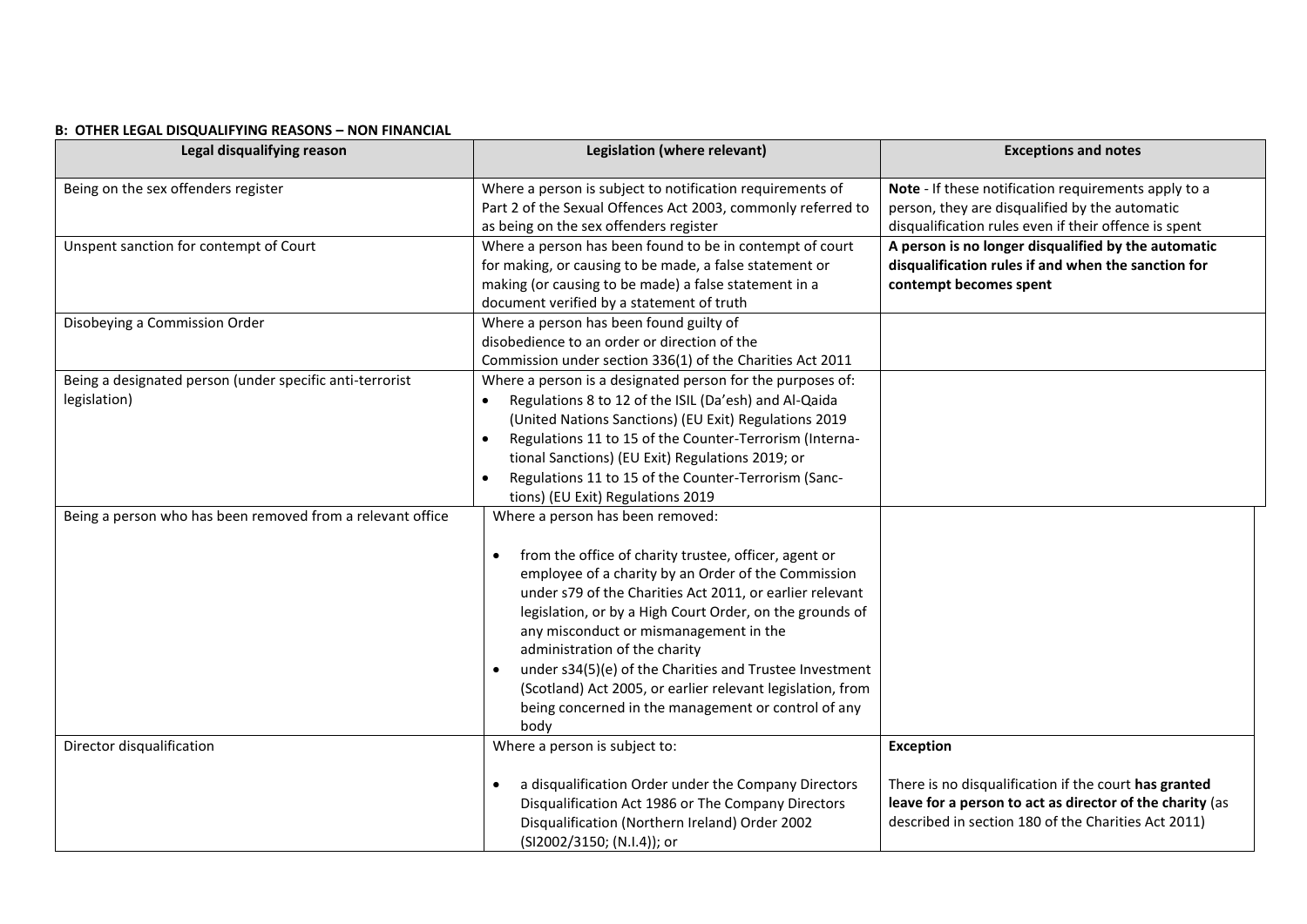**B: OTHER LEGAL DISQUALIFYING REASONS – NON FINANCIAL**

| Legal disqualifying reason | Legislation (where relevant) | Exceptions and notes |
|---|---|---|
| Being on the sex offenders register | Where a person is subject to notification requirements of Part 2 of the Sexual Offences Act 2003, commonly referred to as being on the sex offenders register | **Note** - If these notification requirements apply to a person, they are disqualified by the automatic disqualification rules even if their offence is spent |
| Unspent sanction for contempt of Court | Where a person has been found to be in contempt of court for making, or causing to be made, a false statement or making (or causing to be made) a false statement in a document verified by a statement of truth | **A person is no longer disqualified by the automatic disqualification rules if and when the sanction for contempt becomes spent** |
| Disobeying a Commission Order | Where a person has been found guilty of disobedience to an order or direction of the Commission under section 336(1) of the Charities Act 2011 | |
| Being a designated person (under specific anti-terrorist legislation) | Where a person is a designated person for the purposes of:<br>• Regulations 8 to 12 of the ISIL (Da'esh) and Al-Qaida (United Nations Sanctions) (EU Exit) Regulations 2019<br>• Regulations 11 to 15 of the Counter-Terrorism (International Sanctions) (EU Exit) Regulations 2019; or<br>• Regulations 11 to 15 of the Counter-Terrorism (Sanctions) (EU Exit) Regulations 2019 | |
| Being a person who has been removed from a relevant office | Where a person has been removed:<br>• from the office of charity trustee, officer, agent or employee of a charity by an Order of the Commission under s79 of the Charities Act 2011, or earlier relevant legislation, or by a High Court Order, on the grounds of any misconduct or mismanagement in the administration of the charity<br>• under s34(5)(e) of the Charities and Trustee Investment (Scotland) Act 2005, or earlier relevant legislation, from being concerned in the management or control of any body | |
| Director disqualification | Where a person is subject to:<br>• a disqualification Order under the Company Directors Disqualification Act 1986 or The Company Directors Disqualification (Northern Ireland) Order 2002 (SI2002/3150; (N.I.4)); or | **Exception**<br><br>There is no disqualification if the court **has granted leave for a person to act as director of the charity** (as described in section 180 of the Charities Act 2011) |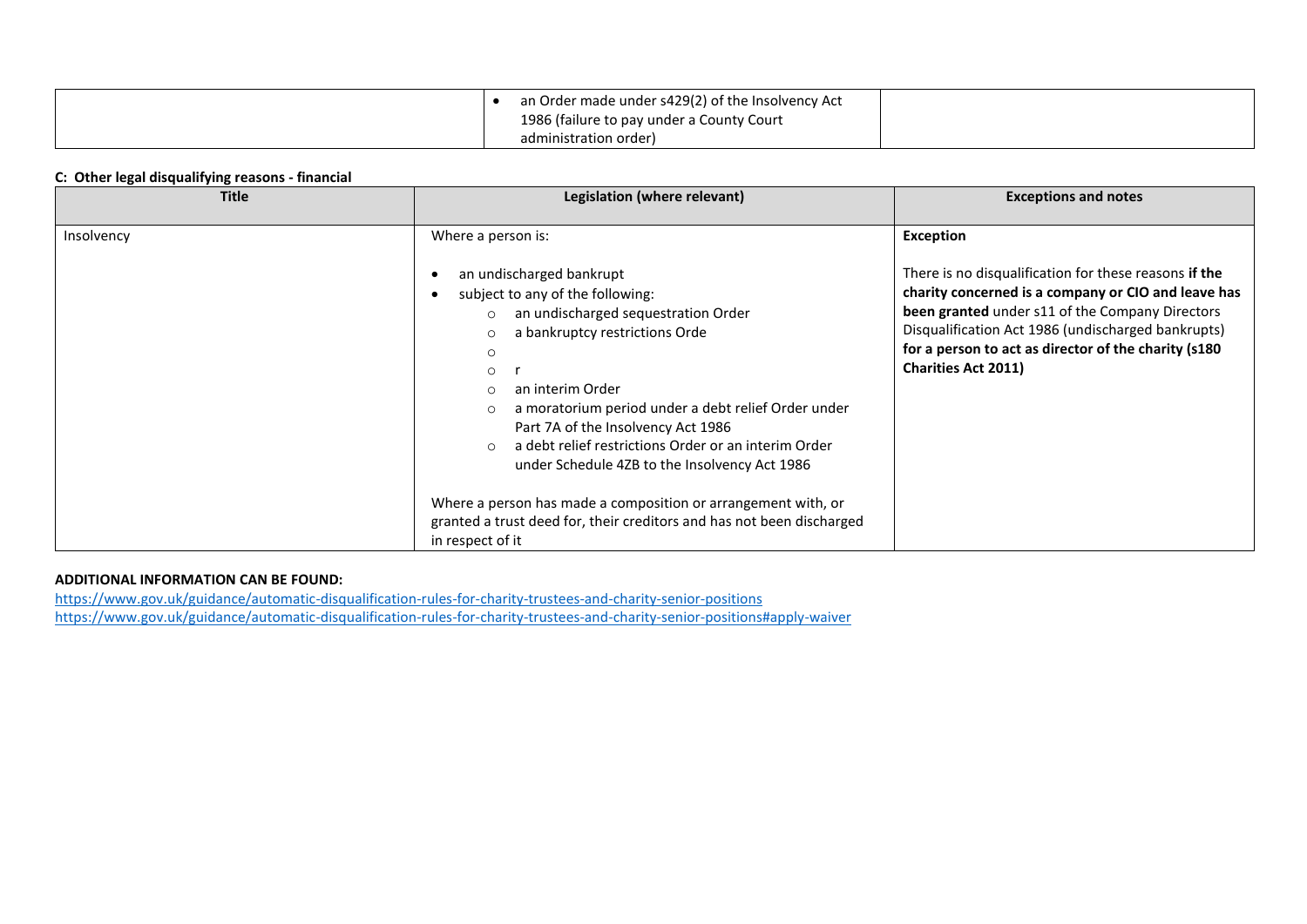| | | |
|---|---|---|
| | • an Order made under s429(2) of the Insolvency Act 1986 (failure to pay under a County Court administration order) | |

**C: Other legal disqualifying reasons - financial**

| Title | Legislation (where relevant) | Exceptions and notes |
|---|---|---|
| Insolvency | Where a person is:<br><br>• an undischarged bankrupt<br>• subject to any of the following:<br>  ○ an undischarged sequestration Order<br>  ○ a bankruptcy restrictions Orde<br>  ○<br>  ○ r<br>  ○ an interim Order<br>  ○ a moratorium period under a debt relief Order under Part 7A of the Insolvency Act 1986<br>  ○ a debt relief restrictions Order or an interim Order under Schedule 4ZB to the Insolvency Act 1986<br><br>Where a person has made a composition or arrangement with, or granted a trust deed for, their creditors and has not been discharged in respect of it | **Exception**<br><br>There is no disqualification for these reasons **if the charity concerned is a company or CIO and leave has been granted** under s11 of the Company Directors Disqualification Act 1986 (undischarged bankrupts) **for a person to act as director of the charity (s180 Charities Act 2011)** |

**ADDITIONAL INFORMATION CAN BE FOUND:**

https://www.gov.uk/guidance/automatic-disqualification-rules-for-charity-trustees-and-charity-senior-positions
https://www.gov.uk/guidance/automatic-disqualification-rules-for-charity-trustees-and-charity-senior-positions#apply-waiver